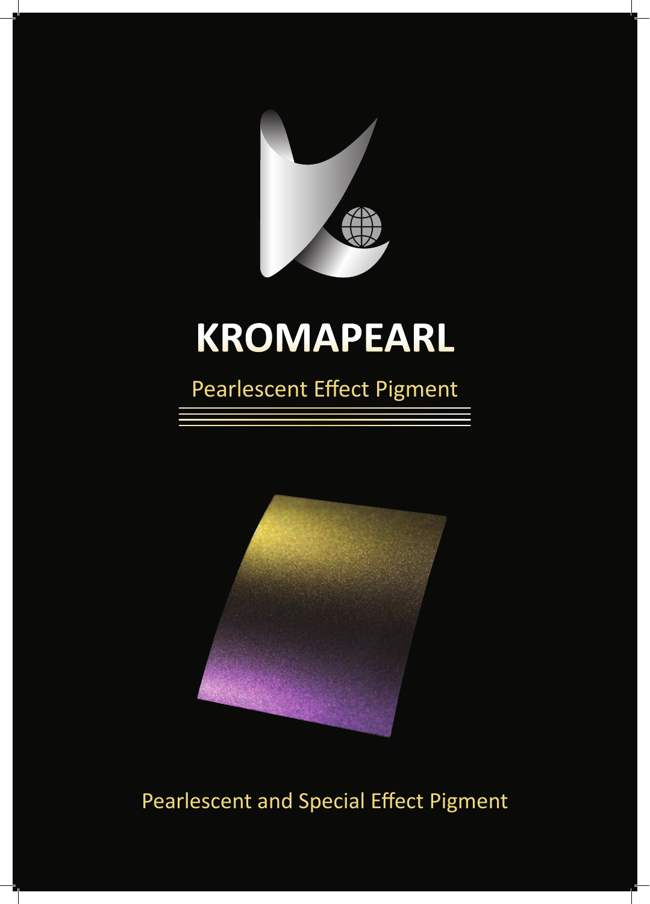# KROMAPEARL

## Pearlescent Effect Pigment

Pearlescent and Special Effect Pigment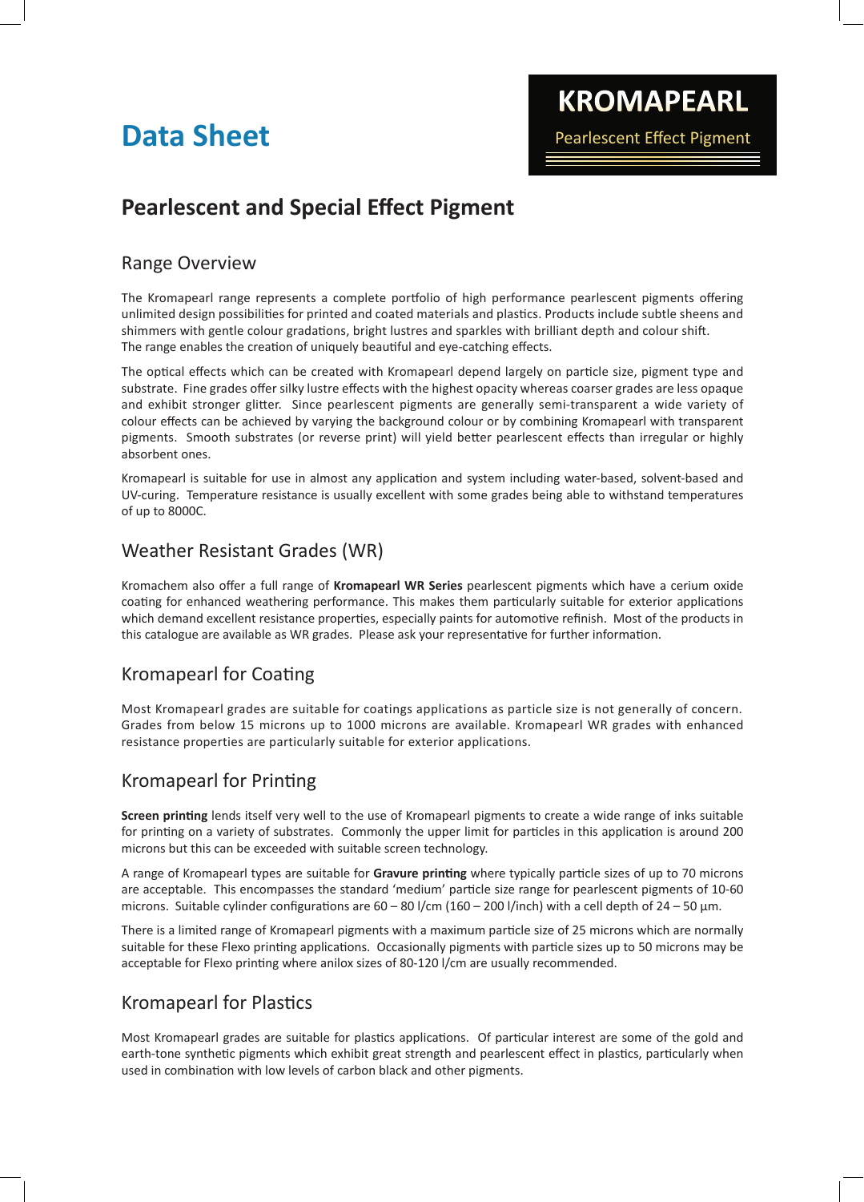# Data Sheet

**KROMAPEARL**

Pearlescent Effect Pigment

## Pearlescent and Special Effect Pigment

### Range Overview

The Kromapearl range represents a complete portfolio of high performance pearlescent pigments offering unlimited design possibilities for printed and coated materials and plastics. Products include subtle sheens and shimmers with gentle colour gradations, bright lustres and sparkles with brilliant depth and colour shift. The range enables the creation of uniquely beautiful and eye-catching effects.

The optical effects which can be created with Kromapearl depend largely on particle size, pigment type and substrate. Fine grades offer silky lustre effects with the highest opacity whereas coarser grades are less opaque and exhibit stronger glitter. Since pearlescent pigments are generally semi-transparent a wide variety of colour effects can be achieved by varying the background colour or by combining Kromapearl with transparent pigments. Smooth substrates (or reverse print) will yield better pearlescent effects than irregular or highly absorbent ones.

Kromapearl is suitable for use in almost any application and system including water-based, solvent-based and UV-curing. Temperature resistance is usually excellent with some grades being able to withstand temperatures of up to 8000C.

### Weather Resistant Grades (WR)

Kromachem also offer a full range of **Kromapearl WR Series** pearlescent pigments which have a cerium oxide coating for enhanced weathering performance. This makes them particularly suitable for exterior applications which demand excellent resistance properties, especially paints for automotive refinish. Most of the products in this catalogue are available as WR grades. Please ask your representative for further information.

### Kromapearl for Coating

Most Kromapearl grades are suitable for coatings applications as particle size is not generally of concern. Grades from below 15 microns up to 1000 microns are available. Kromapearl WR grades with enhanced resistance properties are particularly suitable for exterior applications.

### Kromapearl for Printing

**Screen printing** lends itself very well to the use of Kromapearl pigments to create a wide range of inks suitable for printing on a variety of substrates. Commonly the upper limit for particles in this application is around 200 microns but this can be exceeded with suitable screen technology.

A range of Kromapearl types are suitable for **Gravure printing** where typically particle sizes of up to 70 microns are acceptable. This encompasses the standard 'medium' particle size range for pearlescent pigments of 10-60 microns. Suitable cylinder configurations are 60 – 80 l/cm (160 – 200 l/inch) with a cell depth of 24 – 50 µm.

There is a limited range of Kromapearl pigments with a maximum particle size of 25 microns which are normally suitable for these Flexo printing applications. Occasionally pigments with particle sizes up to 50 microns may be acceptable for Flexo printing where anilox sizes of 80-120 l/cm are usually recommended.

### Kromapearl for Plastics

Most Kromapearl grades are suitable for plastics applications. Of particular interest are some of the gold and earth-tone synthetic pigments which exhibit great strength and pearlescent effect in plastics, particularly when used in combination with low levels of carbon black and other pigments.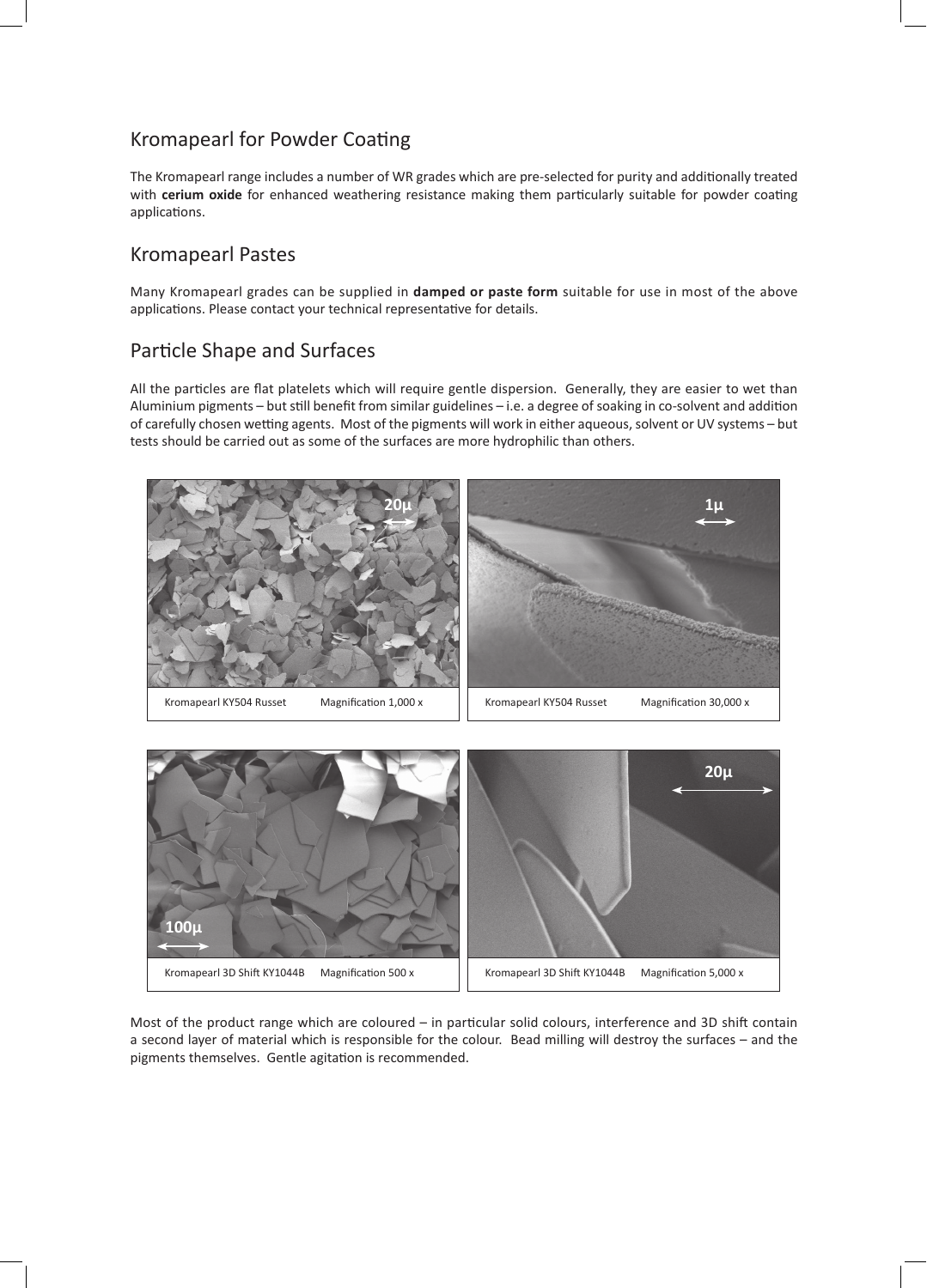## Kromapearl for Powder Coating

The Kromapearl range includes a number of WR grades which are pre-selected for purity and additionally treated with **cerium oxide** for enhanced weathering resistance making them particularly suitable for powder coating applications.

## Kromapearl Pastes

Many Kromapearl grades can be supplied in **damped or paste form** suitable for use in most of the above applications. Please contact your technical representative for details.

## Particle Shape and Surfaces

All the particles are flat platelets which will require gentle dispersion. Generally, they are easier to wet than Aluminium pigments – but still benefit from similar guidelines – i.e. a degree of soaking in co-solvent and addition of carefully chosen wetting agents. Most of the pigments will work in either aqueous, solvent or UV systems – but tests should be carried out as some of the surfaces are more hydrophilic than others.

20μ

Kromapearl KY504 Russet     Magnification 1,000 x

1μ

Kromapearl KY504 Russet     Magnification 30,000 x

100μ

Kromapearl 3D Shift KY1044B     Magnification 500 x

20μ

Kromapearl 3D Shift KY1044B     Magnification 5,000 x

Most of the product range which are coloured – in particular solid colours, interference and 3D shift contain a second layer of material which is responsible for the colour. Bead milling will destroy the surfaces – and the pigments themselves. Gentle agitation is recommended.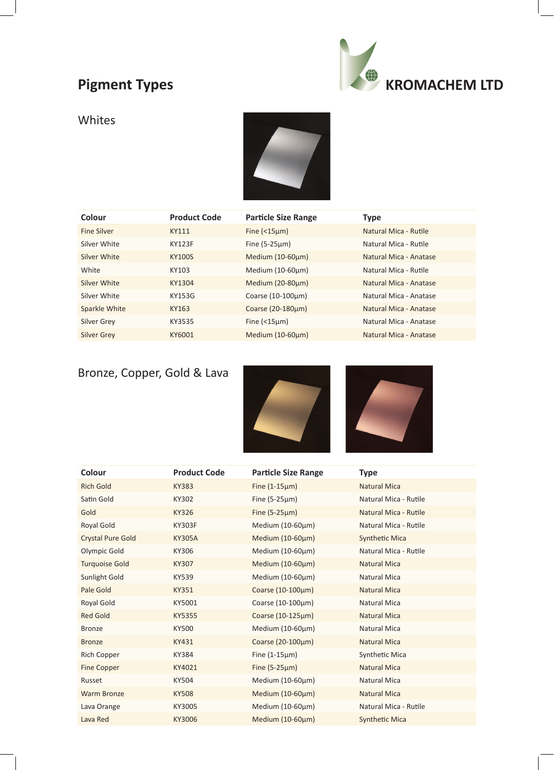# Pigment Types

**KROMACHEM LTD**

## Whites

| Colour | Product Code | Particle Size Range | Type |
|---|---|---|---|
| Fine Silver | KY111 | Fine (<15µm) | Natural Mica - Rutile |
| Silver White | KY123F | Fine (5-25µm) | Natural Mica - Rutile |
| Silver White | KY100S | Medium (10-60µm) | Natural Mica - Anatase |
| White | KY103 | Medium (10-60µm) | Natural Mica - Rutile |
| Silver White | KY1304 | Medium (20-80µm) | Natural Mica - Anatase |
| Silver White | KY153G | Coarse (10-100µm) | Natural Mica - Anatase |
| Sparkle White | KY163 | Coarse (20-180µm) | Natural Mica - Anatase |
| Silver Grey | KY3535 | Fine (<15µm) | Natural Mica - Anatase |
| Silver Grey | KY6001 | Medium (10-60µm) | Natural Mica - Anatase |

## Bronze, Copper, Gold & Lava

| Colour | Product Code | Particle Size Range | Type |
|---|---|---|---|
| Rich Gold | KY383 | Fine (1-15µm) | Natural Mica |
| Satin Gold | KY302 | Fine (5-25µm) | Natural Mica - Rutile |
| Gold | KY326 | Fine (5-25µm) | Natural Mica - Rutile |
| Royal Gold | KY303F | Medium (10-60µm) | Natural Mica - Rutile |
| Crystal Pure Gold | KY305A | Medium (10-60µm) | Synthetic Mica |
| Olympic Gold | KY306 | Medium (10-60µm) | Natural Mica - Rutile |
| Turquoise Gold | KY307 | Medium (10-60µm) | Natural Mica |
| Sunlight Gold | KY539 | Medium (10-60µm) | Natural Mica |
| Pale Gold | KY351 | Coarse (10-100µm) | Natural Mica |
| Royal Gold | KY5001 | Coarse (10-100µm) | Natural Mica |
| Red Gold | KY5355 | Coarse (10-125µm) | Natural Mica |
| Bronze | KY500 | Medium (10-60µm) | Natural Mica |
| Bronze | KY431 | Coarse (20-100µm) | Natural Mica |
| Rich Copper | KY384 | Fine (1-15µm) | Synthetic Mica |
| Fine Copper | KY4021 | Fine (5-25µm) | Natural Mica |
| Russet | KY504 | Medium (10-60µm) | Natural Mica |
| Warm Bronze | KY508 | Medium (10-60µm) | Natural Mica |
| Lava Orange | KY3005 | Medium (10-60µm) | Natural Mica - Rutile |
| Lava Red | KY3006 | Medium (10-60µm) | Synthetic Mica |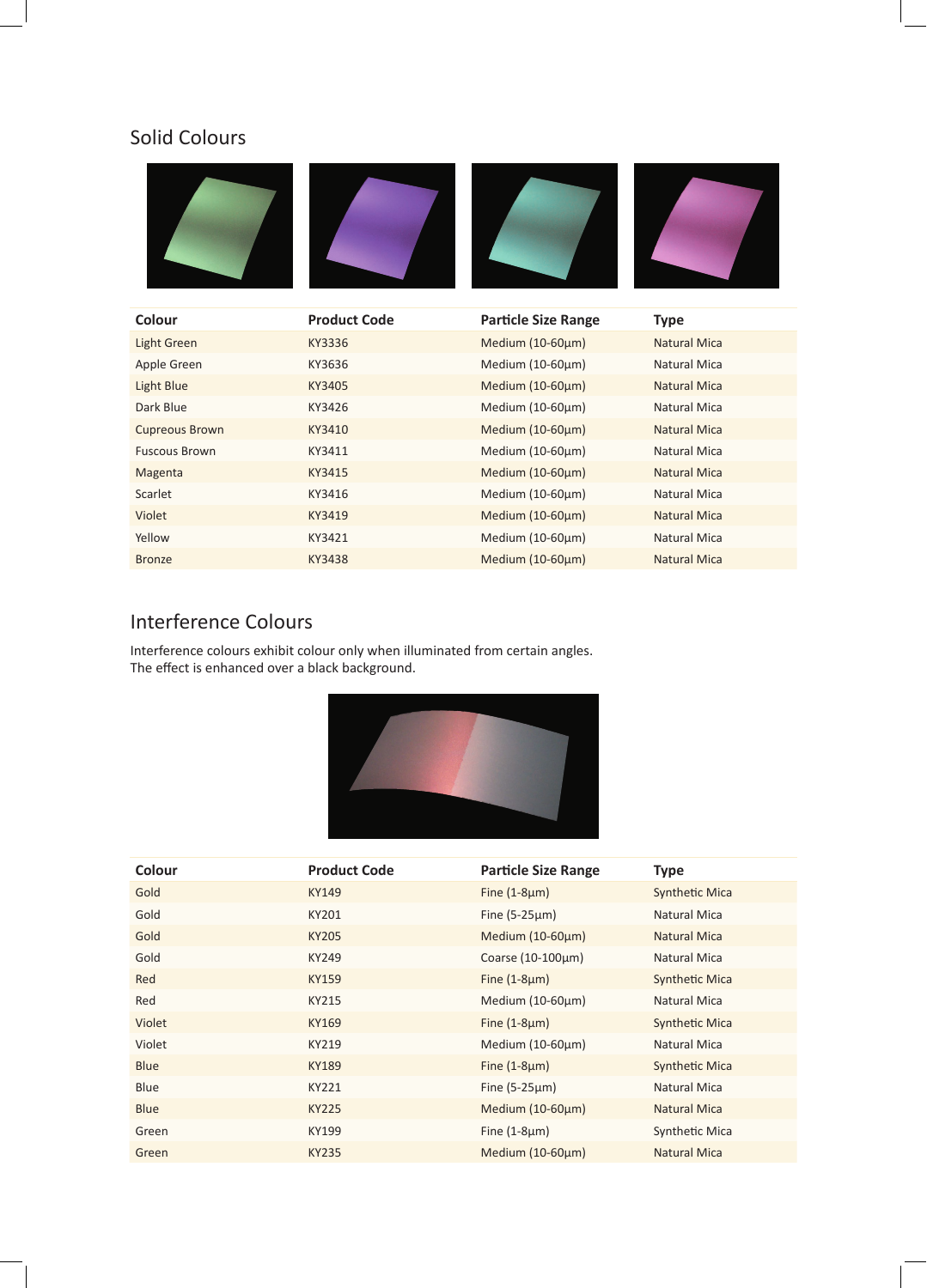## Solid Colours

| Colour | Product Code | Particle Size Range | Type |
|---|---|---|---|
| Light Green | KY3336 | Medium (10-60µm) | Natural Mica |
| Apple Green | KY3636 | Medium (10-60µm) | Natural Mica |
| Light Blue | KY3405 | Medium (10-60µm) | Natural Mica |
| Dark Blue | KY3426 | Medium (10-60µm) | Natural Mica |
| Cupreous Brown | KY3410 | Medium (10-60µm) | Natural Mica |
| Fuscous Brown | KY3411 | Medium (10-60µm) | Natural Mica |
| Magenta | KY3415 | Medium (10-60µm) | Natural Mica |
| Scarlet | KY3416 | Medium (10-60µm) | Natural Mica |
| Violet | KY3419 | Medium (10-60µm) | Natural Mica |
| Yellow | KY3421 | Medium (10-60µm) | Natural Mica |
| Bronze | KY3438 | Medium (10-60µm) | Natural Mica |

## Interference Colours

Interference colours exhibit colour only when illuminated from certain angles.
The effect is enhanced over a black background.

| Colour | Product Code | Particle Size Range | Type |
|---|---|---|---|
| Gold | KY149 | Fine (1-8µm) | Synthetic Mica |
| Gold | KY201 | Fine (5-25µm) | Natural Mica |
| Gold | KY205 | Medium (10-60µm) | Natural Mica |
| Gold | KY249 | Coarse (10-100µm) | Natural Mica |
| Red | KY159 | Fine (1-8µm) | Synthetic Mica |
| Red | KY215 | Medium (10-60µm) | Natural Mica |
| Violet | KY169 | Fine (1-8µm) | Synthetic Mica |
| Violet | KY219 | Medium (10-60µm) | Natural Mica |
| Blue | KY189 | Fine (1-8µm) | Synthetic Mica |
| Blue | KY221 | Fine (5-25µm) | Natural Mica |
| Blue | KY225 | Medium (10-60µm) | Natural Mica |
| Green | KY199 | Fine (1-8µm) | Synthetic Mica |
| Green | KY235 | Medium (10-60µm) | Natural Mica |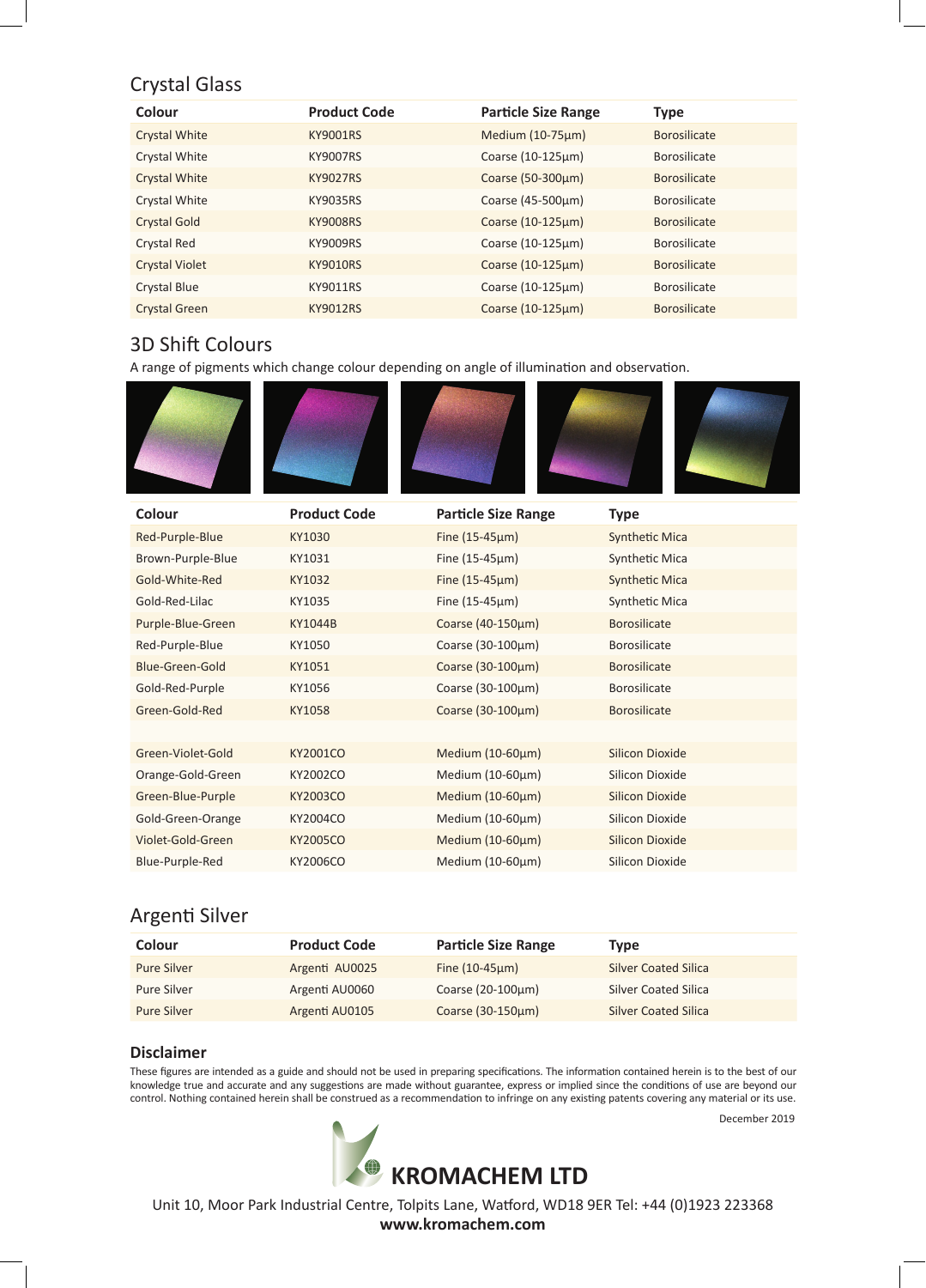## Crystal Glass

| Colour | Product Code | Particle Size Range | Type |
|---|---|---|---|
| Crystal White | KY9001RS | Medium (10-75µm) | Borosilicate |
| Crystal White | KY9007RS | Coarse (10-125µm) | Borosilicate |
| Crystal White | KY9027RS | Coarse (50-300µm) | Borosilicate |
| Crystal White | KY9035RS | Coarse (45-500µm) | Borosilicate |
| Crystal Gold | KY9008RS | Coarse (10-125µm) | Borosilicate |
| Crystal Red | KY9009RS | Coarse (10-125µm) | Borosilicate |
| Crystal Violet | KY9010RS | Coarse (10-125µm) | Borosilicate |
| Crystal Blue | KY9011RS | Coarse (10-125µm) | Borosilicate |
| Crystal Green | KY9012RS | Coarse (10-125µm) | Borosilicate |

## 3D Shift Colours

A range of pigments which change colour depending on angle of illumination and observation.

| Colour | Product Code | Particle Size Range | Type |
|---|---|---|---|
| Red-Purple-Blue | KY1030 | Fine (15-45µm) | Synthetic Mica |
| Brown-Purple-Blue | KY1031 | Fine (15-45µm) | Synthetic Mica |
| Gold-White-Red | KY1032 | Fine (15-45µm) | Synthetic Mica |
| Gold-Red-Lilac | KY1035 | Fine (15-45µm) | Synthetic Mica |
| Purple-Blue-Green | KY1044B | Coarse (40-150µm) | Borosilicate |
| Red-Purple-Blue | KY1050 | Coarse (30-100µm) | Borosilicate |
| Blue-Green-Gold | KY1051 | Coarse (30-100µm) | Borosilicate |
| Gold-Red-Purple | KY1056 | Coarse (30-100µm) | Borosilicate |
| Green-Gold-Red | KY1058 | Coarse (30-100µm) | Borosilicate |
| | | | |
| Green-Violet-Gold | KY2001CO | Medium (10-60µm) | Silicon Dioxide |
| Orange-Gold-Green | KY2002CO | Medium (10-60µm) | Silicon Dioxide |
| Green-Blue-Purple | KY2003CO | Medium (10-60µm) | Silicon Dioxide |
| Gold-Green-Orange | KY2004CO | Medium (10-60µm) | Silicon Dioxide |
| Violet-Gold-Green | KY2005CO | Medium (10-60µm) | Silicon Dioxide |
| Blue-Purple-Red | KY2006CO | Medium (10-60µm) | Silicon Dioxide |

## Argenti Silver

| Colour | Product Code | Particle Size Range | Type |
|---|---|---|---|
| Pure Silver | Argenti AU0025 | Fine (10-45µm) | Silver Coated Silica |
| Pure Silver | Argenti AU0060 | Coarse (20-100µm) | Silver Coated Silica |
| Pure Silver | Argenti AU0105 | Coarse (30-150µm) | Silver Coated Silica |

### Disclaimer

These figures are intended as a guide and should not be used in preparing specifications. The information contained herein is to the best of our knowledge true and accurate and any suggestions are made without guarantee, express or implied since the conditions of use are beyond our control. Nothing contained herein shall be construed as a recommendation to infringe on any existing patents covering any material or its use.

December 2019

**KROMACHEM LTD**

Unit 10, Moor Park Industrial Centre, Tolpits Lane, Watford, WD18 9ER Tel: +44 (0)1923 223368

**www.kromachem.com**